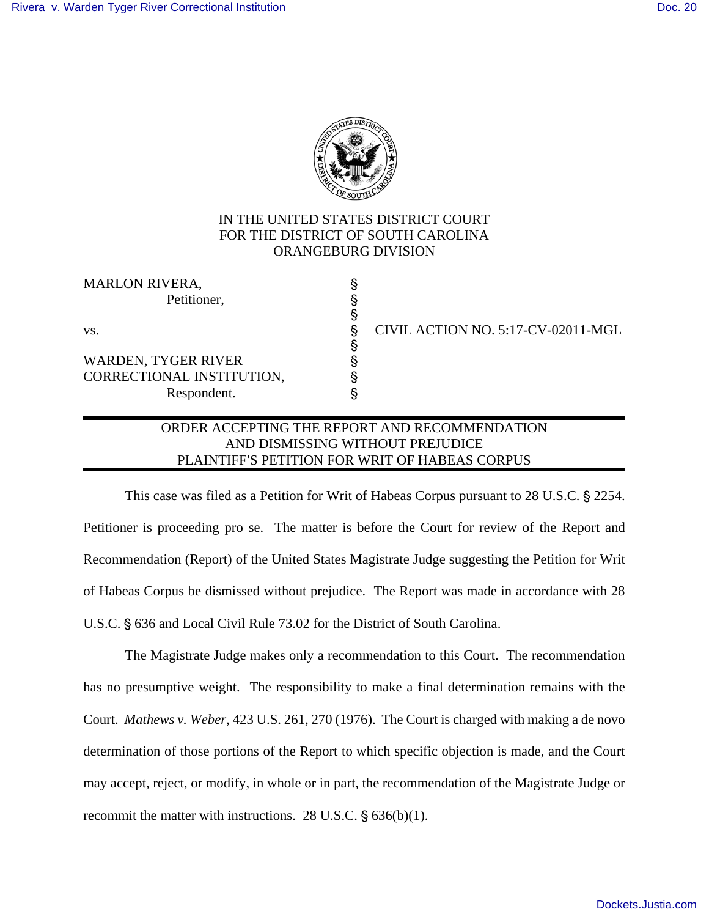IN THE UNITED STATES DISTRICT COURT
FOR THE DISTRICT OF SOUTH CAROLINA
ORANGEBURG DIVISION

| | | |
|---|---|---|
| MARLON RIVERA, | § | |
| Petitioner, | § | |
| | § | |
| vs. | § | CIVIL ACTION NO. 5:17-CV-02011-MGL |
| | § | |
| WARDEN, TYGER RIVER | § | |
| CORRECTIONAL INSTITUTION, | § | |
| Respondent. | § | |

## ORDER ACCEPTING THE REPORT AND RECOMMENDATION AND DISMISSING WITHOUT PREJUDICE PLAINTIFF'S PETITION FOR WRIT OF HABEAS CORPUS

This case was filed as a Petition for Writ of Habeas Corpus pursuant to 28 U.S.C. § 2254. Petitioner is proceeding pro se. The matter is before the Court for review of the Report and Recommendation (Report) of the United States Magistrate Judge suggesting the Petition for Writ of Habeas Corpus be dismissed without prejudice. The Report was made in accordance with 28 U.S.C. § 636 and Local Civil Rule 73.02 for the District of South Carolina.

The Magistrate Judge makes only a recommendation to this Court. The recommendation has no presumptive weight. The responsibility to make a final determination remains with the Court. *Mathews v. Weber*, 423 U.S. 261, 270 (1976). The Court is charged with making a de novo determination of those portions of the Report to which specific objection is made, and the Court may accept, reject, or modify, in whole or in part, the recommendation of the Magistrate Judge or recommit the matter with instructions. 28 U.S.C. § 636(b)(1).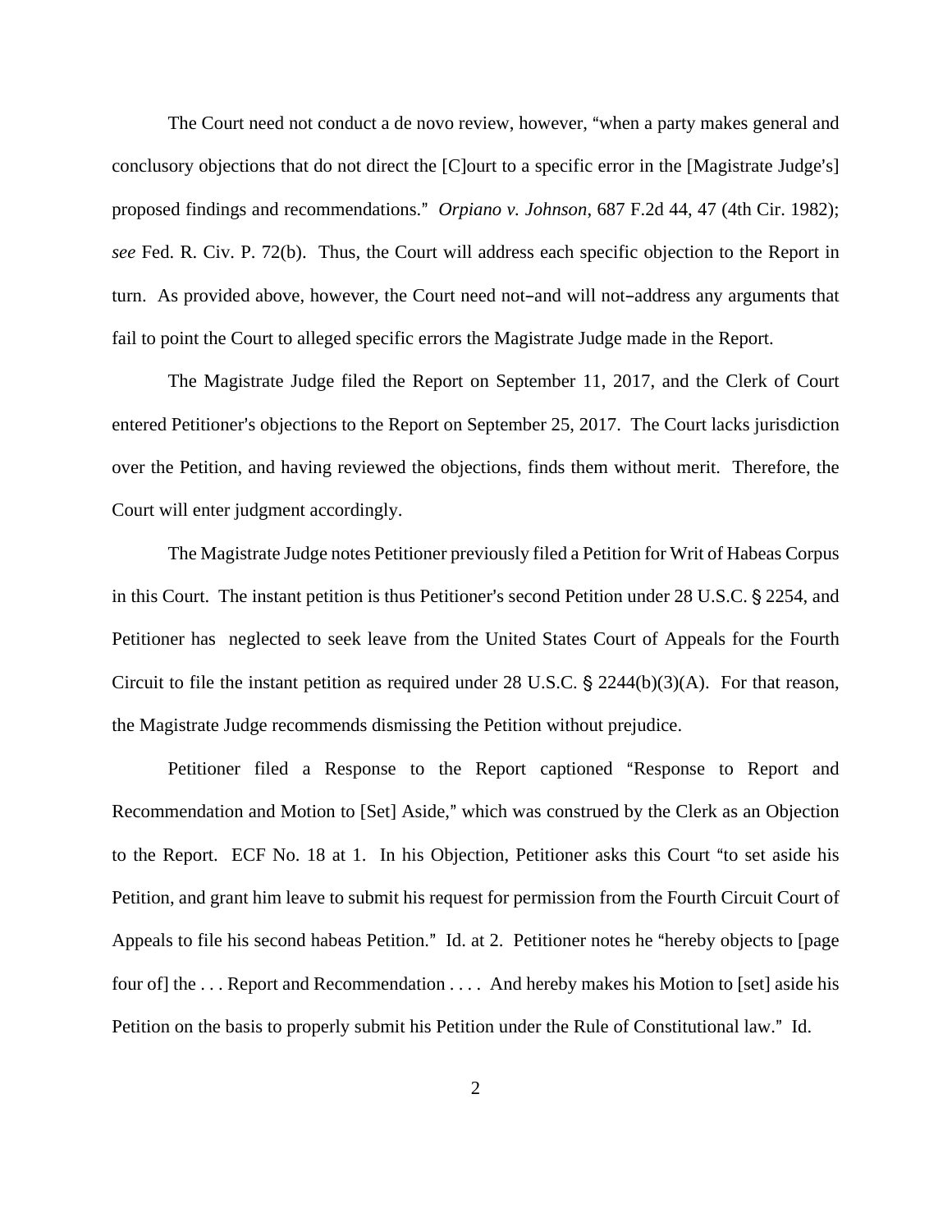The Court need not conduct a de novo review, however, "when a party makes general and conclusory objections that do not direct the [C]ourt to a specific error in the [Magistrate Judge's] proposed findings and recommendations." *Orpiano v. Johnson*, 687 F.2d 44, 47 (4th Cir. 1982); *see* Fed. R. Civ. P. 72(b). Thus, the Court will address each specific objection to the Report in turn. As provided above, however, the Court need not–and will not–address any arguments that fail to point the Court to alleged specific errors the Magistrate Judge made in the Report.

The Magistrate Judge filed the Report on September 11, 2017, and the Clerk of Court entered Petitioner's objections to the Report on September 25, 2017. The Court lacks jurisdiction over the Petition, and having reviewed the objections, finds them without merit. Therefore, the Court will enter judgment accordingly.

The Magistrate Judge notes Petitioner previously filed a Petition for Writ of Habeas Corpus in this Court. The instant petition is thus Petitioner's second Petition under 28 U.S.C. § 2254, and Petitioner has neglected to seek leave from the United States Court of Appeals for the Fourth Circuit to file the instant petition as required under 28 U.S.C. § 2244(b)(3)(A). For that reason, the Magistrate Judge recommends dismissing the Petition without prejudice.

Petitioner filed a Response to the Report captioned "Response to Report and Recommendation and Motion to [Set] Aside," which was construed by the Clerk as an Objection to the Report. ECF No. 18 at 1. In his Objection, Petitioner asks this Court "to set aside his Petition, and grant him leave to submit his request for permission from the Fourth Circuit Court of Appeals to file his second habeas Petition." Id. at 2. Petitioner notes he "hereby objects to [page four of] the . . . Report and Recommendation . . . . And hereby makes his Motion to [set] aside his Petition on the basis to properly submit his Petition under the Rule of Constitutional law." Id.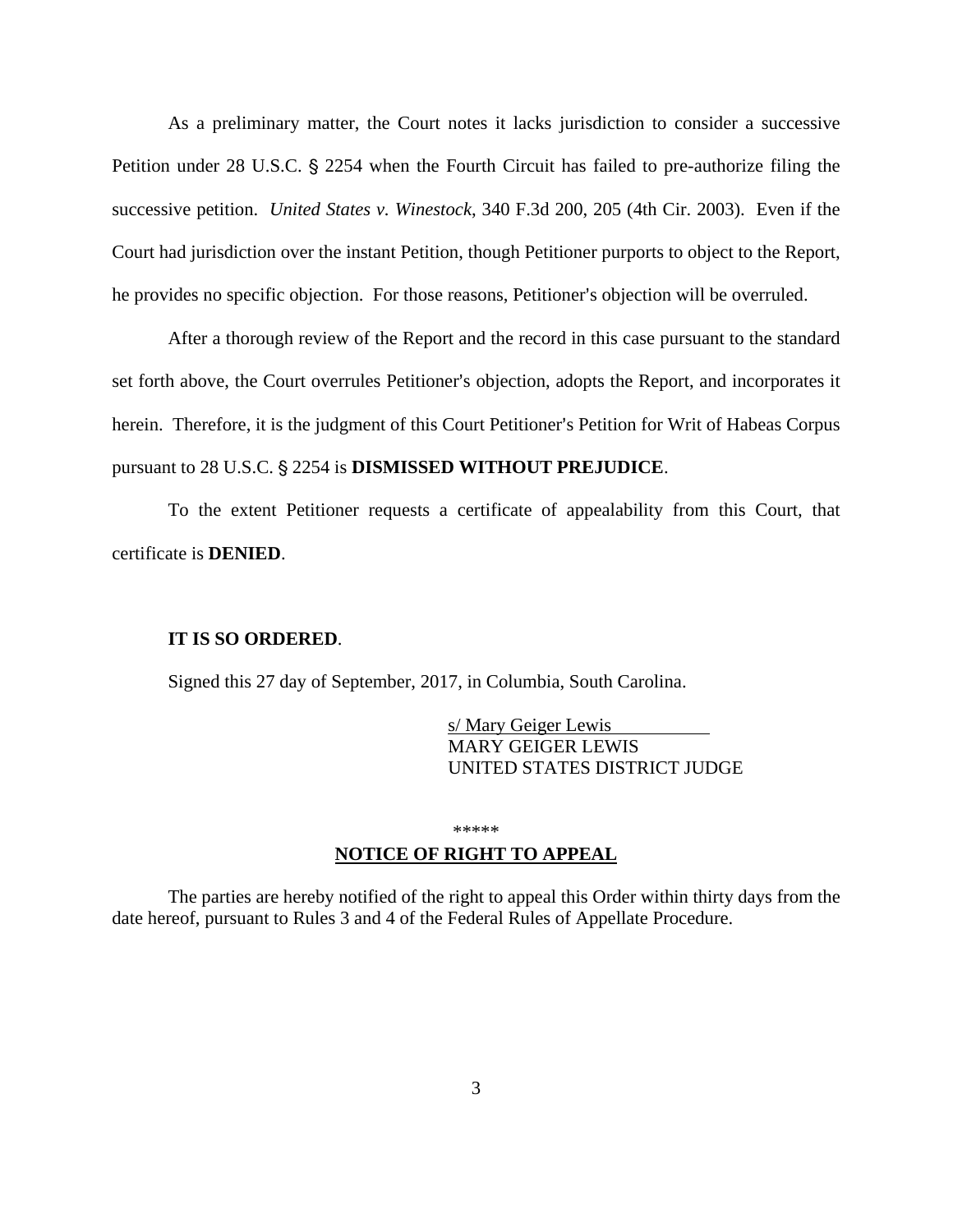As a preliminary matter, the Court notes it lacks jurisdiction to consider a successive Petition under 28 U.S.C. § 2254 when the Fourth Circuit has failed to pre-authorize filing the successive petition. *United States v. Winestock*, 340 F.3d 200, 205 (4th Cir. 2003). Even if the Court had jurisdiction over the instant Petition, though Petitioner purports to object to the Report, he provides no specific objection. For those reasons, Petitioner's objection will be overruled.

After a thorough review of the Report and the record in this case pursuant to the standard set forth above, the Court overrules Petitioner's objection, adopts the Report, and incorporates it herein. Therefore, it is the judgment of this Court Petitioner's Petition for Writ of Habeas Corpus pursuant to 28 U.S.C. § 2254 is **DISMISSED WITHOUT PREJUDICE**.

To the extent Petitioner requests a certificate of appealability from this Court, that certificate is **DENIED**.

**IT IS SO ORDERED**.

Signed this 27 day of September, 2017, in Columbia, South Carolina.

s/ Mary Geiger Lewis
MARY GEIGER LEWIS
UNITED STATES DISTRICT JUDGE

*****

**NOTICE OF RIGHT TO APPEAL**

The parties are hereby notified of the right to appeal this Order within thirty days from the date hereof, pursuant to Rules 3 and 4 of the Federal Rules of Appellate Procedure.